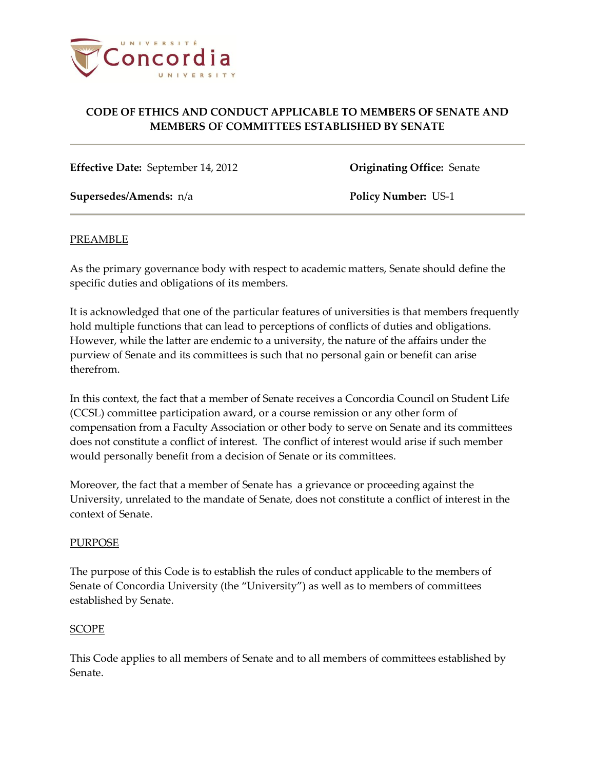# CODE OF ETHICS AND CONDUCT APPLICABLE TO MEMBERS OF SENATE AND MEMBERS OF COMMITTEES ESTABLISHED BY SENATE

**Effective Date:** September 14, 2012 **Originating Office:** Senate

**Supersedes/Amends:** n/a **Policy Number:** US-1

## PREAMBLE

As the primary governance body with respect to academic matters, Senate should define the specific duties and obligations of its members.

It is acknowledged that one of the particular features of universities is that members frequently hold multiple functions that can lead to perceptions of conflicts of duties and obligations. However, while the latter are endemic to a university, the nature of the affairs under the purview of Senate and its committees is such that no personal gain or benefit can arise therefrom.

In this context, the fact that a member of Senate receives a Concordia Council on Student Life (CCSL) committee participation award, or a course remission or any other form of compensation from a Faculty Association or other body to serve on Senate and its committees does not constitute a conflict of interest. The conflict of interest would arise if such member would personally benefit from a decision of Senate or its committees.

Moreover, the fact that a member of Senate has a grievance or proceeding against the University, unrelated to the mandate of Senate, does not constitute a conflict of interest in the context of Senate.

## PURPOSE

The purpose of this Code is to establish the rules of conduct applicable to the members of Senate of Concordia University (the "University") as well as to members of committees established by Senate.

## SCOPE

This Code applies to all members of Senate and to all members of committees established by Senate.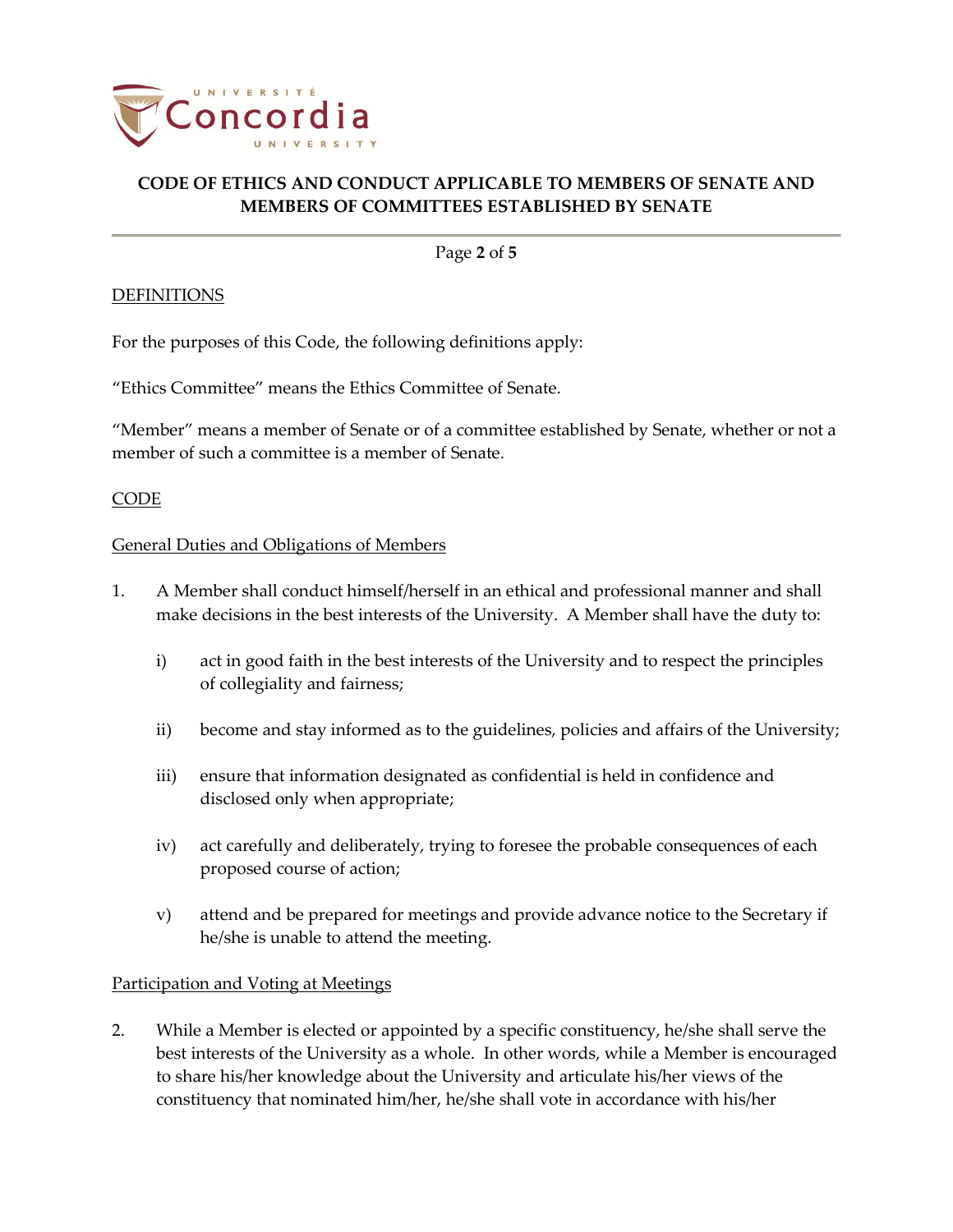DEFINITIONS

For the purposes of this Code, the following definitions apply:

"Ethics Committee" means the Ethics Committee of Senate.

"Member" means a member of Senate or of a committee established by Senate, whether or not a member of such a committee is a member of Senate.

CODE

General Duties and Obligations of Members

1. A Member shall conduct himself/herself in an ethical and professional manner and shall make decisions in the best interests of the University. A Member shall have the duty to:

   i) act in good faith in the best interests of the University and to respect the principles of collegiality and fairness;

   ii) become and stay informed as to the guidelines, policies and affairs of the University;

   iii) ensure that information designated as confidential is held in confidence and disclosed only when appropriate;

   iv) act carefully and deliberately, trying to foresee the probable consequences of each proposed course of action;

   v) attend and be prepared for meetings and provide advance notice to the Secretary if he/she is unable to attend the meeting.

Participation and Voting at Meetings

2. While a Member is elected or appointed by a specific constituency, he/she shall serve the best interests of the University as a whole. In other words, while a Member is encouraged to share his/her knowledge about the University and articulate his/her views of the constituency that nominated him/her, he/she shall vote in accordance with his/her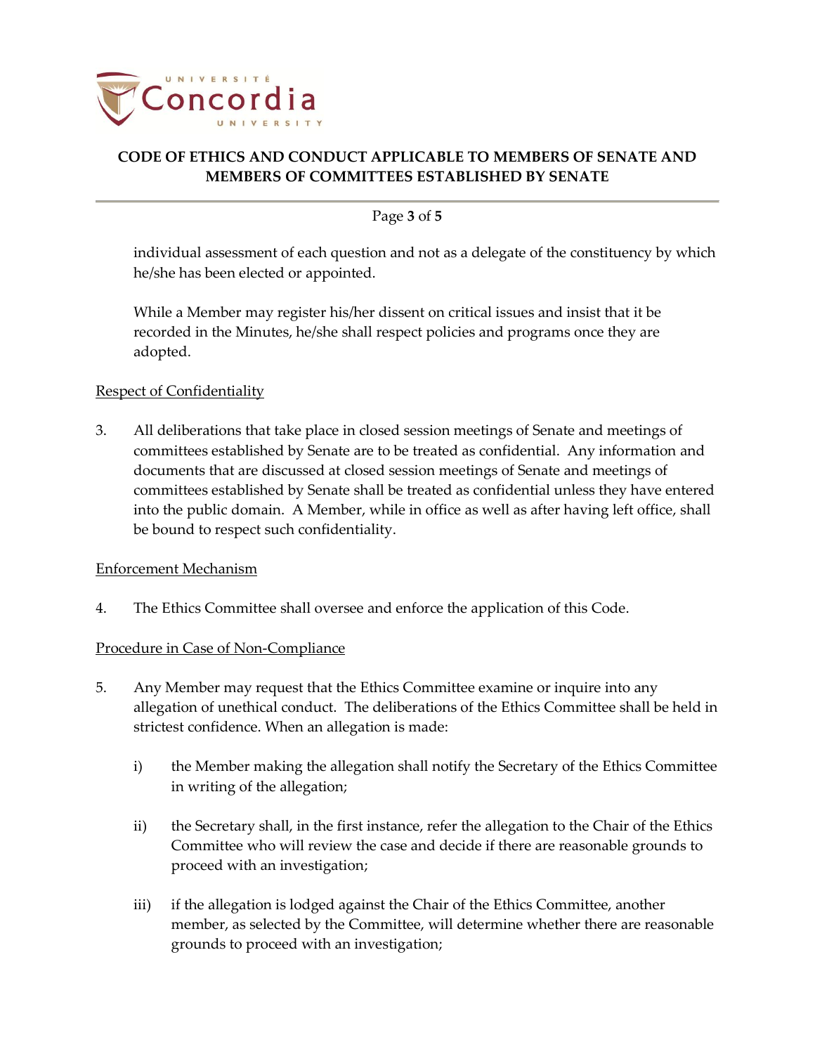individual assessment of each question and not as a delegate of the constituency by which he/she has been elected or appointed.

While a Member may register his/her dissent on critical issues and insist that it be recorded in the Minutes, he/she shall respect policies and programs once they are adopted.

<u>Respect of Confidentiality</u>

3. All deliberations that take place in closed session meetings of Senate and meetings of committees established by Senate are to be treated as confidential. Any information and documents that are discussed at closed session meetings of Senate and meetings of committees established by Senate shall be treated as confidential unless they have entered into the public domain. A Member, while in office as well as after having left office, shall be bound to respect such confidentiality.

<u>Enforcement Mechanism</u>

4. The Ethics Committee shall oversee and enforce the application of this Code.

<u>Procedure in Case of Non-Compliance</u>

5. Any Member may request that the Ethics Committee examine or inquire into any allegation of unethical conduct. The deliberations of the Ethics Committee shall be held in strictest confidence. When an allegation is made:

   i) the Member making the allegation shall notify the Secretary of the Ethics Committee in writing of the allegation;

   ii) the Secretary shall, in the first instance, refer the allegation to the Chair of the Ethics Committee who will review the case and decide if there are reasonable grounds to proceed with an investigation;

   iii) if the allegation is lodged against the Chair of the Ethics Committee, another member, as selected by the Committee, will determine whether there are reasonable grounds to proceed with an investigation;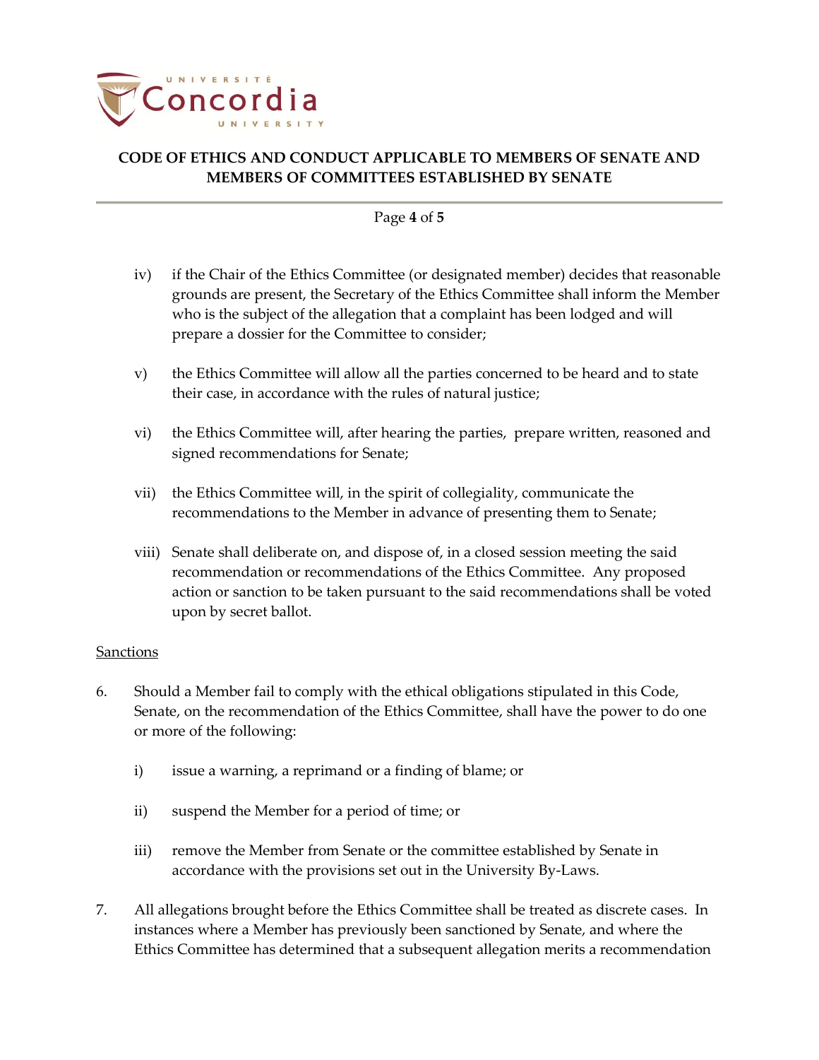iv) if the Chair of the Ethics Committee (or designated member) decides that reasonable grounds are present, the Secretary of the Ethics Committee shall inform the Member who is the subject of the allegation that a complaint has been lodged and will prepare a dossier for the Committee to consider;

v) the Ethics Committee will allow all the parties concerned to be heard and to state their case, in accordance with the rules of natural justice;

vi) the Ethics Committee will, after hearing the parties, prepare written, reasoned and signed recommendations for Senate;

vii) the Ethics Committee will, in the spirit of collegiality, communicate the recommendations to the Member in advance of presenting them to Senate;

viii) Senate shall deliberate on, and dispose of, in a closed session meeting the said recommendation or recommendations of the Ethics Committee. Any proposed action or sanction to be taken pursuant to the said recommendations shall be voted upon by secret ballot.

<u>Sanctions</u>

6. Should a Member fail to comply with the ethical obligations stipulated in this Code, Senate, on the recommendation of the Ethics Committee, shall have the power to do one or more of the following:

   i) issue a warning, a reprimand or a finding of blame; or

   ii) suspend the Member for a period of time; or

   iii) remove the Member from Senate or the committee established by Senate in accordance with the provisions set out in the University By-Laws.

7. All allegations brought before the Ethics Committee shall be treated as discrete cases. In instances where a Member has previously been sanctioned by Senate, and where the Ethics Committee has determined that a subsequent allegation merits a recommendation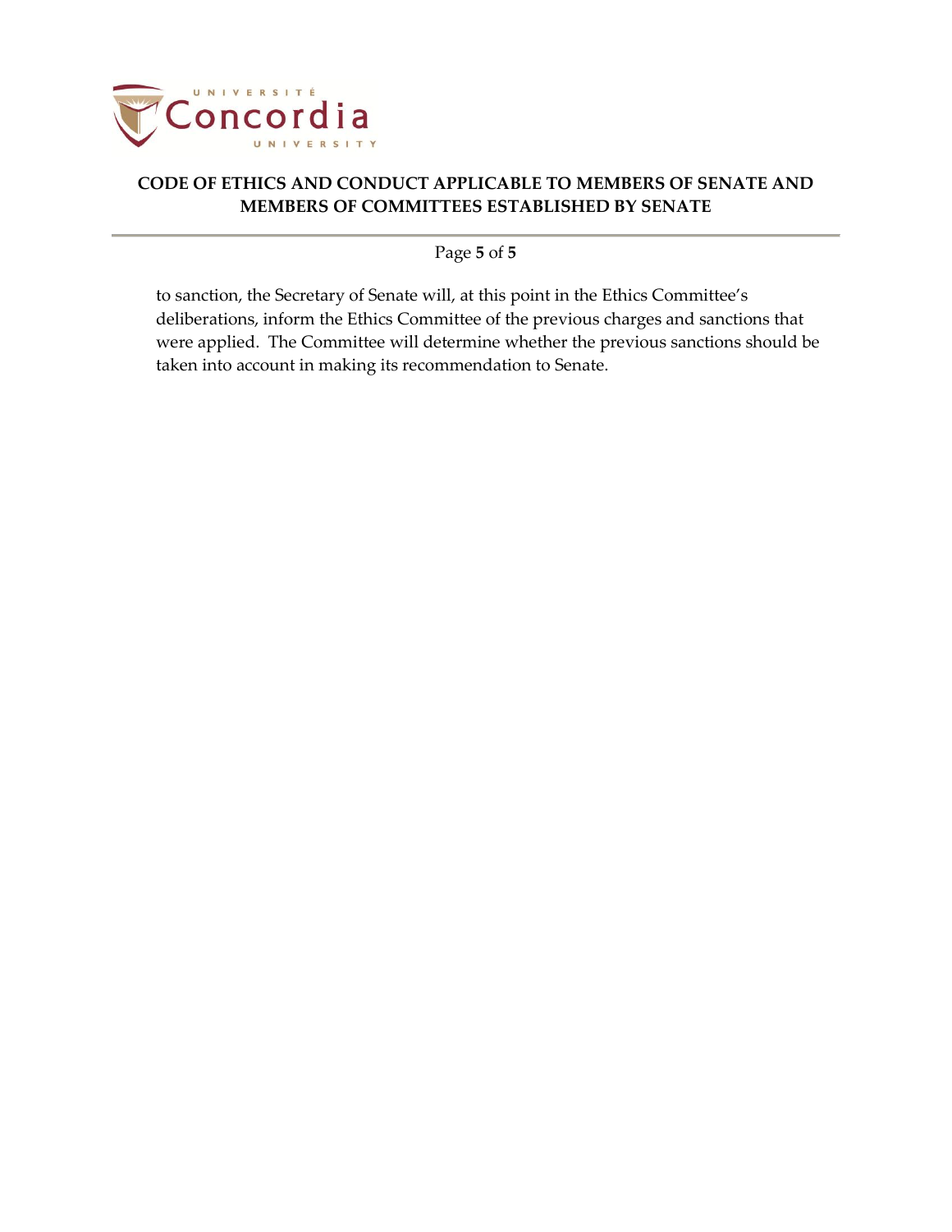to sanction, the Secretary of Senate will, at this point in the Ethics Committee's deliberations, inform the Ethics Committee of the previous charges and sanctions that were applied. The Committee will determine whether the previous sanctions should be taken into account in making its recommendation to Senate.